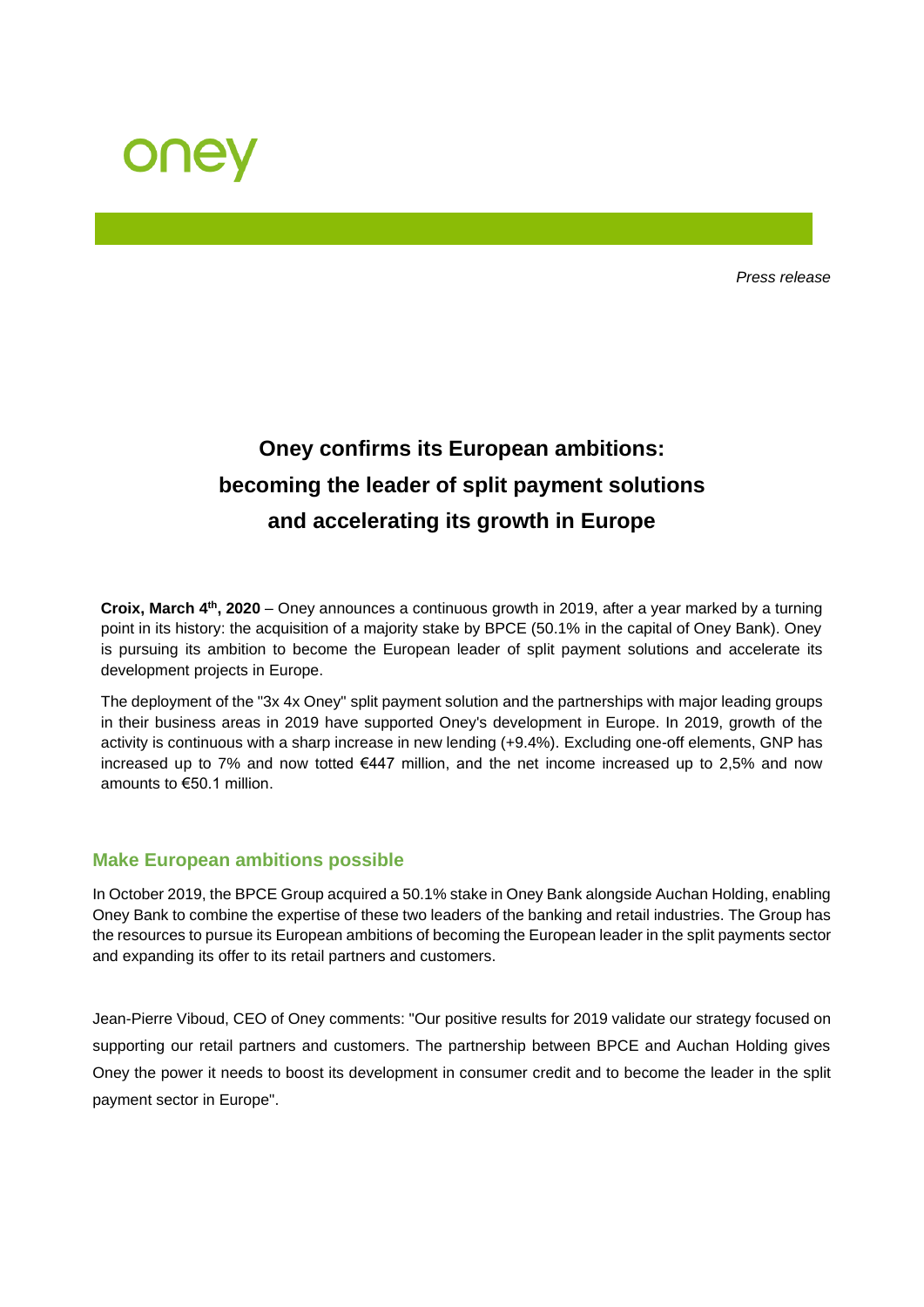oney

*Press release*

# Oney confirms its European ambitions: becoming the leader of split payment solutions and accelerating its growth in Europe

**Croix, March 4th, 2020** – Oney announces a continuous growth in 2019, after a year marked by a turning point in its history: the acquisition of a majority stake by BPCE (50.1% in the capital of Oney Bank). Oney is pursuing its ambition to become the European leader of split payment solutions and accelerate its development projects in Europe.

The deployment of the "3x 4x Oney" split payment solution and the partnerships with major leading groups in their business areas in 2019 have supported Oney's development in Europe. In 2019, growth of the activity is continuous with a sharp increase in new lending (+9.4%). Excluding one-off elements, GNP has increased up to 7% and now totted €447 million, and the net income increased up to 2,5% and now amounts to €50.1 million.

## Make European ambitions possible

In October 2019, the BPCE Group acquired a 50.1% stake in Oney Bank alongside Auchan Holding, enabling Oney Bank to combine the expertise of these two leaders of the banking and retail industries. The Group has the resources to pursue its European ambitions of becoming the European leader in the split payments sector and expanding its offer to its retail partners and customers.

Jean-Pierre Viboud, CEO of Oney comments: "Our positive results for 2019 validate our strategy focused on supporting our retail partners and customers. The partnership between BPCE and Auchan Holding gives Oney the power it needs to boost its development in consumer credit and to become the leader in the split payment sector in Europe".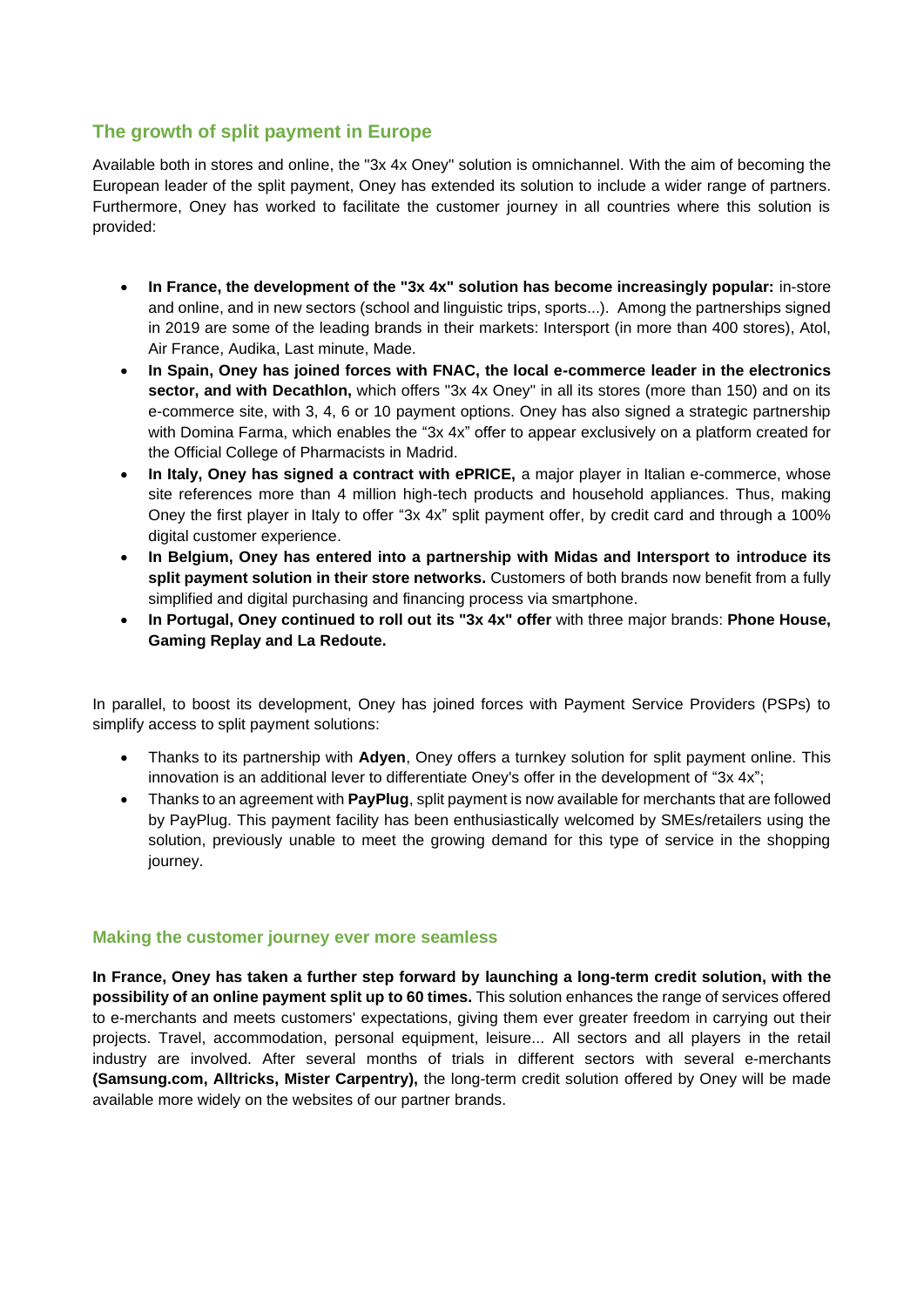## The growth of split payment in Europe

Available both in stores and online, the "3x 4x Oney" solution is omnichannel. With the aim of becoming the European leader of the split payment, Oney has extended its solution to include a wider range of partners. Furthermore, Oney has worked to facilitate the customer journey in all countries where this solution is provided:

- **In France, the development of the "3x 4x" solution has become increasingly popular:** in-store and online, and in new sectors (school and linguistic trips, sports...). Among the partnerships signed in 2019 are some of the leading brands in their markets: Intersport (in more than 400 stores), Atol, Air France, Audika, Last minute, Made.
- **In Spain, Oney has joined forces with FNAC, the local e-commerce leader in the electronics sector, and with Decathlon,** which offers "3x 4x Oney" in all its stores (more than 150) and on its e-commerce site, with 3, 4, 6 or 10 payment options. Oney has also signed a strategic partnership with Domina Farma, which enables the "3x 4x" offer to appear exclusively on a platform created for the Official College of Pharmacists in Madrid.
- **In Italy, Oney has signed a contract with ePRICE,** a major player in Italian e-commerce, whose site references more than 4 million high-tech products and household appliances. Thus, making Oney the first player in Italy to offer "3x 4x" split payment offer, by credit card and through a 100% digital customer experience.
- **In Belgium, Oney has entered into a partnership with Midas and Intersport to introduce its split payment solution in their store networks.** Customers of both brands now benefit from a fully simplified and digital purchasing and financing process via smartphone.
- **In Portugal, Oney continued to roll out its "3x 4x" offer** with three major brands: **Phone House, Gaming Replay and La Redoute.**

In parallel, to boost its development, Oney has joined forces with Payment Service Providers (PSPs) to simplify access to split payment solutions:

- Thanks to its partnership with **Adyen**, Oney offers a turnkey solution for split payment online. This innovation is an additional lever to differentiate Oney's offer in the development of "3x 4x";
- Thanks to an agreement with **PayPlug**, split payment is now available for merchants that are followed by PayPlug. This payment facility has been enthusiastically welcomed by SMEs/retailers using the solution, previously unable to meet the growing demand for this type of service in the shopping journey.

### Making the customer journey ever more seamless

**In France, Oney has taken a further step forward by launching a long-term credit solution, with the possibility of an online payment split up to 60 times.** This solution enhances the range of services offered to e-merchants and meets customers' expectations, giving them ever greater freedom in carrying out their projects. Travel, accommodation, personal equipment, leisure... All sectors and all players in the retail industry are involved. After several months of trials in different sectors with several e-merchants **(Samsung.com, Alltricks, Mister Carpentry),** the long-term credit solution offered by Oney will be made available more widely on the websites of our partner brands.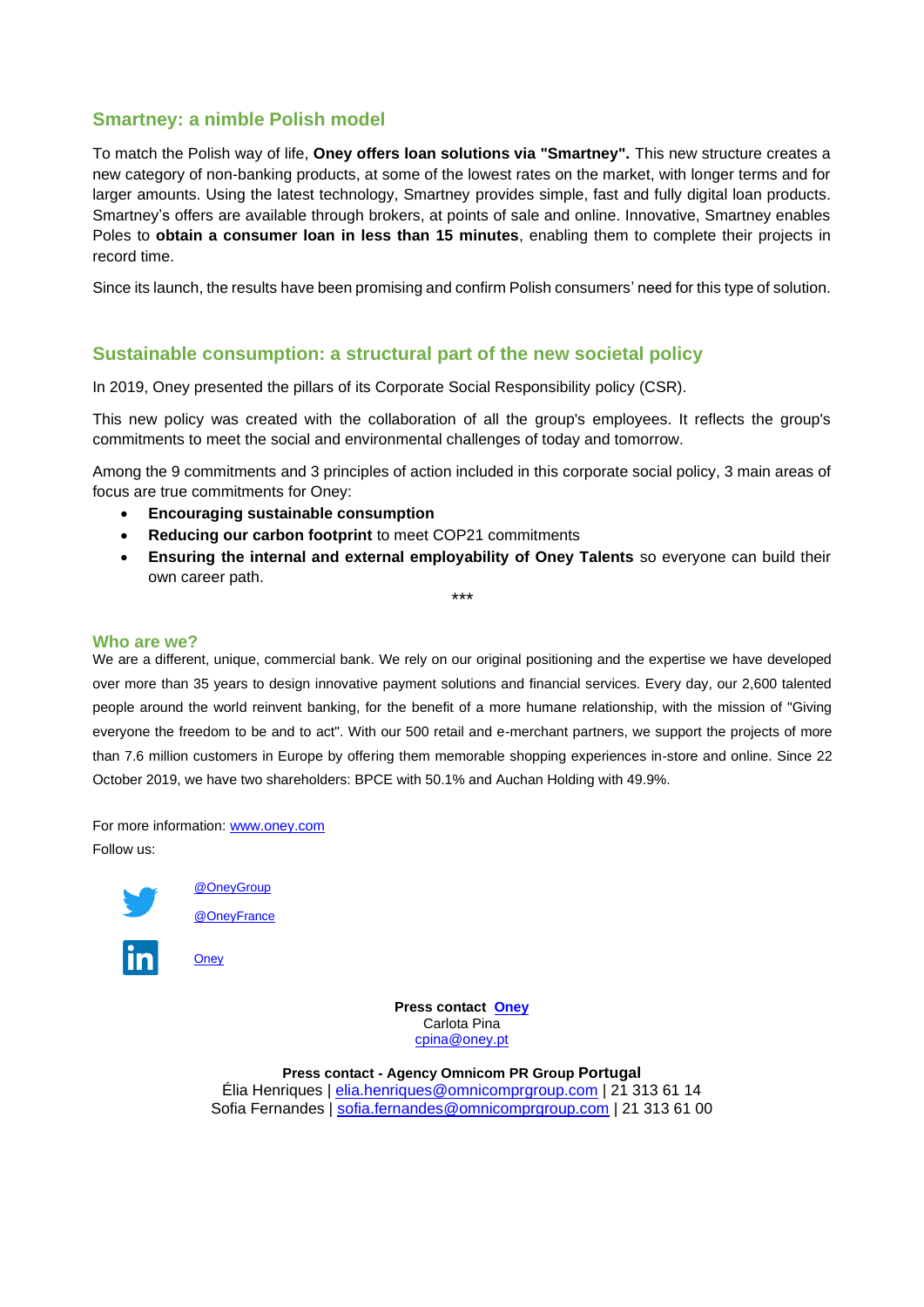## Smartney: a nimble Polish model

To match the Polish way of life, **Oney offers loan solutions via "Smartney".** This new structure creates a new category of non-banking products, at some of the lowest rates on the market, with longer terms and for larger amounts. Using the latest technology, Smartney provides simple, fast and fully digital loan products. Smartney's offers are available through brokers, at points of sale and online. Innovative, Smartney enables Poles to **obtain a consumer loan in less than 15 minutes**, enabling them to complete their projects in record time.

Since its launch, the results have been promising and confirm Polish consumers' need for this type of solution.

## Sustainable consumption: a structural part of the new societal policy

In 2019, Oney presented the pillars of its Corporate Social Responsibility policy (CSR).

This new policy was created with the collaboration of all the group's employees. It reflects the group's commitments to meet the social and environmental challenges of today and tomorrow.

Among the 9 commitments and 3 principles of action included in this corporate social policy, 3 main areas of focus are true commitments for Oney:

- **Encouraging sustainable consumption**
- **Reducing our carbon footprint** to meet COP21 commitments
- **Ensuring the internal and external employability of Oney Talents** so everyone can build their own career path.

***

## Who are we?

We are a different, unique, commercial bank. We rely on our original positioning and the expertise we have developed over more than 35 years to design innovative payment solutions and financial services. Every day, our 2,600 talented people around the world reinvent banking, for the benefit of a more humane relationship, with the mission of "Giving everyone the freedom to be and to act". With our 500 retail and e-merchant partners, we support the projects of more than 7.6 million customers in Europe by offering them memorable shopping experiences in-store and online. Since 22 October 2019, we have two shareholders: BPCE with 50.1% and Auchan Holding with 49.9%.

For more information: www.oney.com

Follow us:

@OneyGroup

@OneyFrance

Oney

**Press contact Oney**
Carlota Pina
cpina@oney.pt

**Press contact - Agency Omnicom PR Group Portugal**
Élia Henriques | elia.henriques@omnicomprgroup.com | 21 313 61 14
Sofia Fernandes | sofia.fernandes@omnicomprgroup.com | 21 313 61 00